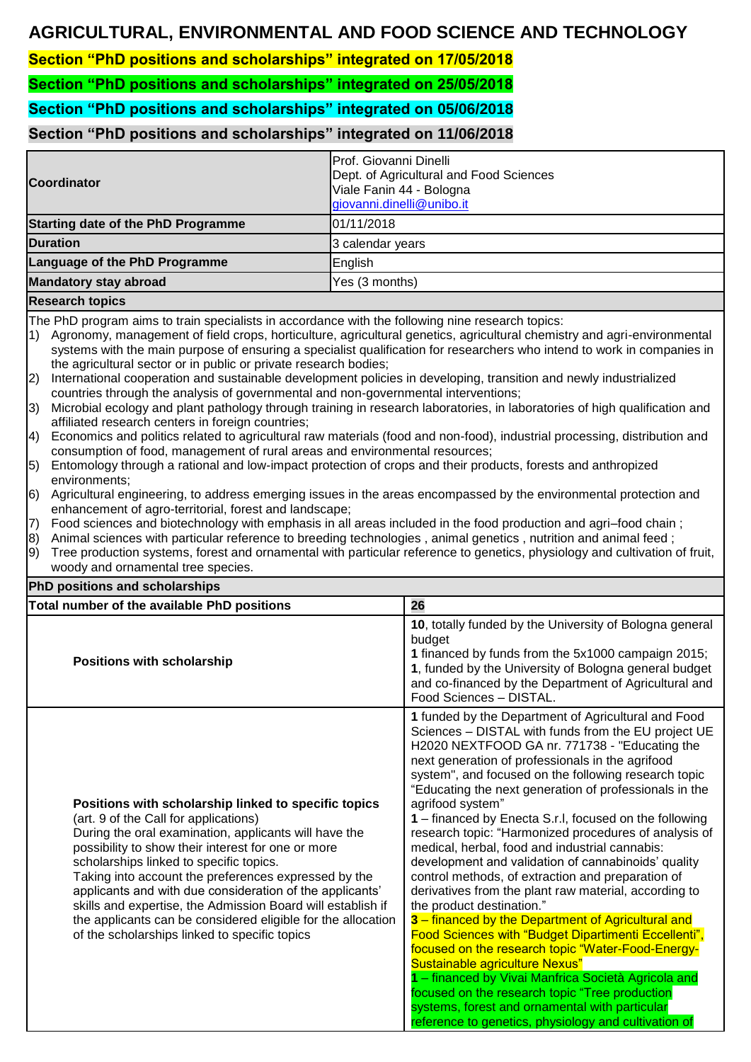# AGRICULTURAL, ENVIRONMENTAL AND FOOD SCIENCE AND TECHNOLOGY

**Section "PhD positions and scholarships" integrated on 17/05/2018**

**Section "PhD positions and scholarships" integrated on 25/05/2018**

**Section "PhD positions and scholarships" integrated on 05/06/2018**

**Section "PhD positions and scholarships" integrated on 11/06/2018**

| | |
|---|---|
| **Coordinator** | Prof. Giovanni Dinelli<br>Dept. of Agricultural and Food Sciences<br>Viale Fanin 44 - Bologna<br>giovanni.dinelli@unibo.it |
| **Starting date of the PhD Programme** | 01/11/2018 |
| **Duration** | 3 calendar years |
| **Language of the PhD Programme** | English |
| **Mandatory stay abroad** | Yes (3 months) |

**Research topics**

The PhD program aims to train specialists in accordance with the following nine research topics:

1) Agronomy, management of field crops, horticulture, agricultural genetics, agricultural chemistry and agri-environmental systems with the main purpose of ensuring a specialist qualification for researchers who intend to work in companies in the agricultural sector or in public or private research bodies;
2) International cooperation and sustainable development policies in developing, transition and newly industrialized countries through the analysis of governmental and non-governmental interventions;
3) Microbial ecology and plant pathology through training in research laboratories, in laboratories of high qualification and affiliated research centers in foreign countries;
4) Economics and politics related to agricultural raw materials (food and non-food), industrial processing, distribution and consumption of food, management of rural areas and environmental resources;
5) Entomology through a rational and low-impact protection of crops and their products, forests and anthropized environments;
6) Agricultural engineering, to address emerging issues in the areas encompassed by the environmental protection and enhancement of agro-territorial, forest and landscape;
7) Food sciences and biotechnology with emphasis in all areas included in the food production and agri–food chain ;
8) Animal sciences with particular reference to breeding technologies , animal genetics , nutrition and animal feed ;
9) Tree production systems, forest and ornamental with particular reference to genetics, physiology and cultivation of fruit, woody and ornamental tree species.

**PhD positions and scholarships**

| | |
|---|---|
| **Total number of the available PhD positions** | **26** |
| **Positions with scholarship** | **10**, totally funded by the University of Bologna general budget<br>**1** financed by funds from the 5x1000 campaign 2015;<br>**1**, funded by the University of Bologna general budget and co-financed by the Department of Agricultural and Food Sciences – DISTAL. |
| **Positions with scholarship linked to specific topics** (art. 9 of the Call for applications)<br>During the oral examination, applicants will have the possibility to show their interest for one or more scholarships linked to specific topics.<br>Taking into account the preferences expressed by the applicants and with due consideration of the applicants' skills and expertise, the Admission Board will establish if the applicants can be considered eligible for the allocation of the scholarships linked to specific topics | **1** funded by the Department of Agricultural and Food Sciences – DISTAL with funds from the EU project UE H2020 NEXTFOOD GA nr. 771738 - "Educating the next generation of professionals in the agrifood system", and focused on the following research topic "Educating the next generation of professionals in the agrifood system"<br>**1** – financed by Enecta S.r.l, focused on the following research topic: "Harmonized procedures of analysis of medical, herbal, food and industrial cannabis: development and validation of cannabinoids' quality control methods, of extraction and preparation of derivatives from the plant raw material, according to the product destination."<br>**3** – financed by the Department of Agricultural and Food Sciences with "Budget Dipartimenti Eccellenti", focused on the research topic "Water-Food-Energy-Sustainable agriculture Nexus"<br>**1** – financed by Vivai Manfrica Società Agricola and focused on the research topic "Tree production systems, forest and ornamental with particular reference to genetics, physiology and cultivation of |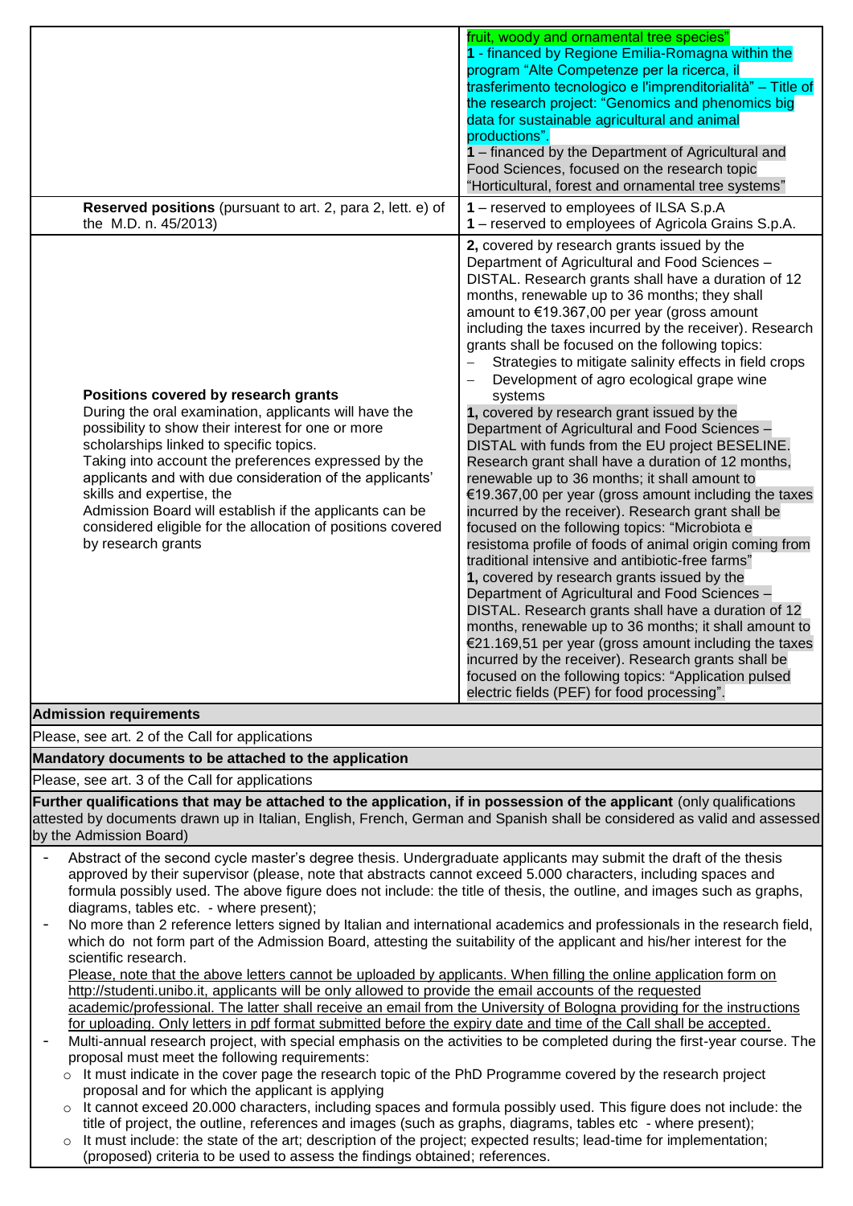|  |  |
|---|---|
|  | fruit, woody and ornamental tree species"<br>**1** - financed by Regione Emilia-Romagna within the program "Alte Competenze per la ricerca, il trasferimento tecnologico e l'imprenditorialità" – Title of the research project: "Genomics and phenomics big data for sustainable agricultural and animal productions".<br>**1** – financed by the Department of Agricultural and Food Sciences, focused on the research topic "Horticultural, forest and ornamental tree systems" |
| **Reserved positions** (pursuant to art. 2, para 2, lett. e) of the M.D. n. 45/2013) | **1** – reserved to employees of ILSA S.p.A<br>**1** – reserved to employees of Agricola Grains S.p.A. |
| **Positions covered by research grants**<br>During the oral examination, applicants will have the possibility to show their interest for one or more scholarships linked to specific topics.<br>Taking into account the preferences expressed by the applicants and with due consideration of the applicants' skills and expertise, the Admission Board will establish if the applicants can be considered eligible for the allocation of positions covered by research grants | **2,** covered by research grants issued by the Department of Agricultural and Food Sciences – DISTAL. Research grants shall have a duration of 12 months, renewable up to 36 months; they shall amount to €19.367,00 per year (gross amount including the taxes incurred by the receiver). Research grants shall be focused on the following topics:<br>– Strategies to mitigate salinity effects in field crops<br>– Development of agro ecological grape wine systems<br>**1,** covered by research grant issued by the Department of Agricultural and Food Sciences – DISTAL with funds from the EU project BESELINE. Research grant shall have a duration of 12 months, renewable up to 36 months; it shall amount to €19.367,00 per year (gross amount including the taxes incurred by the receiver). Research grant shall be focused on the following topics: "Microbiota e resistoma profile of foods of animal origin coming from traditional intensive and antibiotic-free farms"<br>**1,** covered by research grants issued by the Department of Agricultural and Food Sciences – DISTAL. Research grants shall have a duration of 12 months, renewable up to 36 months; it shall amount to €21.169,51 per year (gross amount including the taxes incurred by the receiver). Research grants shall be focused on the following topics: "Application pulsed electric fields (PEF) for food processing". |

**Admission requirements**

Please, see art. 2 of the Call for applications

**Mandatory documents to be attached to the application**

Please, see art. 3 of the Call for applications

**Further qualifications that may be attached to the application, if in possession of the applicant** (only qualifications attested by documents drawn up in Italian, English, French, German and Spanish shall be considered as valid and assessed by the Admission Board)

- Abstract of the second cycle master's degree thesis. Undergraduate applicants may submit the draft of the thesis approved by their supervisor (please, note that abstracts cannot exceed 5.000 characters, including spaces and formula possibly used. The above figure does not include: the title of thesis, the outline, and images such as graphs, diagrams, tables etc. - where present);
- No more than 2 reference letters signed by Italian and international academics and professionals in the research field, which do not form part of the Admission Board, attesting the suitability of the applicant and his/her interest for the scientific research.
  Please, note that the above letters cannot be uploaded by applicants. When filling the online application form on http://studenti.unibo.it, applicants will be only allowed to provide the email accounts of the requested academic/professional. The latter shall receive an email from the University of Bologna providing for the instructions for uploading. Only letters in pdf format submitted before the expiry date and time of the Call shall be accepted.
- Multi-annual research project, with special emphasis on the activities to be completed during the first-year course. The proposal must meet the following requirements:
  - It must indicate in the cover page the research topic of the PhD Programme covered by the research project proposal and for which the applicant is applying
  - It cannot exceed 20.000 characters, including spaces and formula possibly used. This figure does not include: the title of project, the outline, references and images (such as graphs, diagrams, tables etc - where present);
  - It must include: the state of the art; description of the project; expected results; lead-time for implementation; (proposed) criteria to be used to assess the findings obtained; references.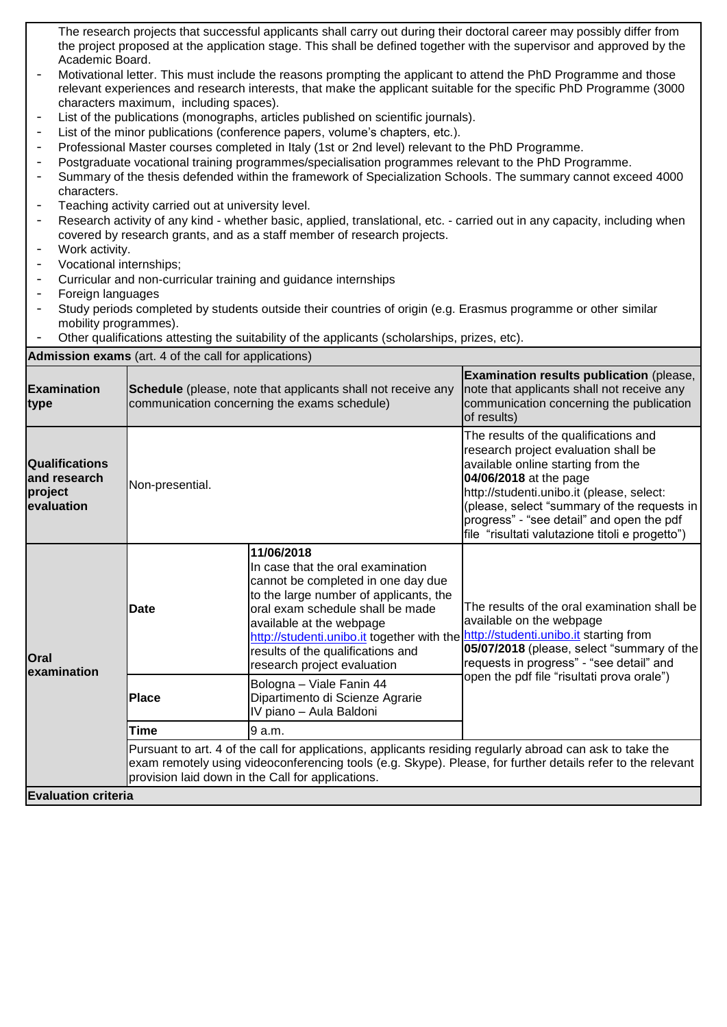The research projects that successful applicants shall carry out during their doctoral career may possibly differ from the project proposed at the application stage. This shall be defined together with the supervisor and approved by the Academic Board.

- Motivational letter. This must include the reasons prompting the applicant to attend the PhD Programme and those relevant experiences and research interests, that make the applicant suitable for the specific PhD Programme (3000 characters maximum, including spaces).
- List of the publications (monographs, articles published on scientific journals).
- List of the minor publications (conference papers, volume's chapters, etc.).
- Professional Master courses completed in Italy (1st or 2nd level) relevant to the PhD Programme.
- Postgraduate vocational training programmes/specialisation programmes relevant to the PhD Programme.
- Summary of the thesis defended within the framework of Specialization Schools. The summary cannot exceed 4000 characters.
- Teaching activity carried out at university level.
- Research activity of any kind - whether basic, applied, translational, etc. - carried out in any capacity, including when covered by research grants, and as a staff member of research projects.
- Work activity.
- Vocational internships;
- Curricular and non-curricular training and guidance internships
- Foreign languages
- Study periods completed by students outside their countries of origin (e.g. Erasmus programme or other similar mobility programmes).
- Other qualifications attesting the suitability of the applicants (scholarships, prizes, etc).

**Admission exams** (art. 4 of the call for applications)

| **Examination type** | **Schedule** (please, note that applicants shall not receive any communication concerning the exams schedule) | | **Examination results publication** (please, note that applicants shall not receive any communication concerning the publication of results) |
|---|---|---|---|
| **Qualifications and research project evaluation** | Non-presential. | | The results of the qualifications and research project evaluation shall be available online starting from the **04/06/2018** at the page http://studenti.unibo.it (please, select: (please, select "summary of the requests in progress" - "see detail" and open the pdf file "risultati valutazione titoli e progetto") |
| **Oral examination** | **Date** | **11/06/2018** In case that the oral examination cannot be completed in one day due to the large number of applicants, the oral exam schedule shall be made available at the webpage http://studenti.unibo.it together with the results of the qualifications and research project evaluation | The results of the oral examination shall be available on the webpage http://studenti.unibo.it starting from **05/07/2018** (please, select "summary of the requests in progress" - "see detail" and open the pdf file "risultati prova orale") |
| | **Place** | Bologna – Viale Fanin 44 Dipartimento di Scienze Agrarie IV piano – Aula Baldoni | |
| | **Time** | 9 a.m. | |
| | Pursuant to art. 4 of the call for applications, applicants residing regularly abroad can ask to take the exam remotely using videoconferencing tools (e.g. Skype). Please, for further details refer to the relevant provision laid down in the Call for applications. | | |

**Evaluation criteria**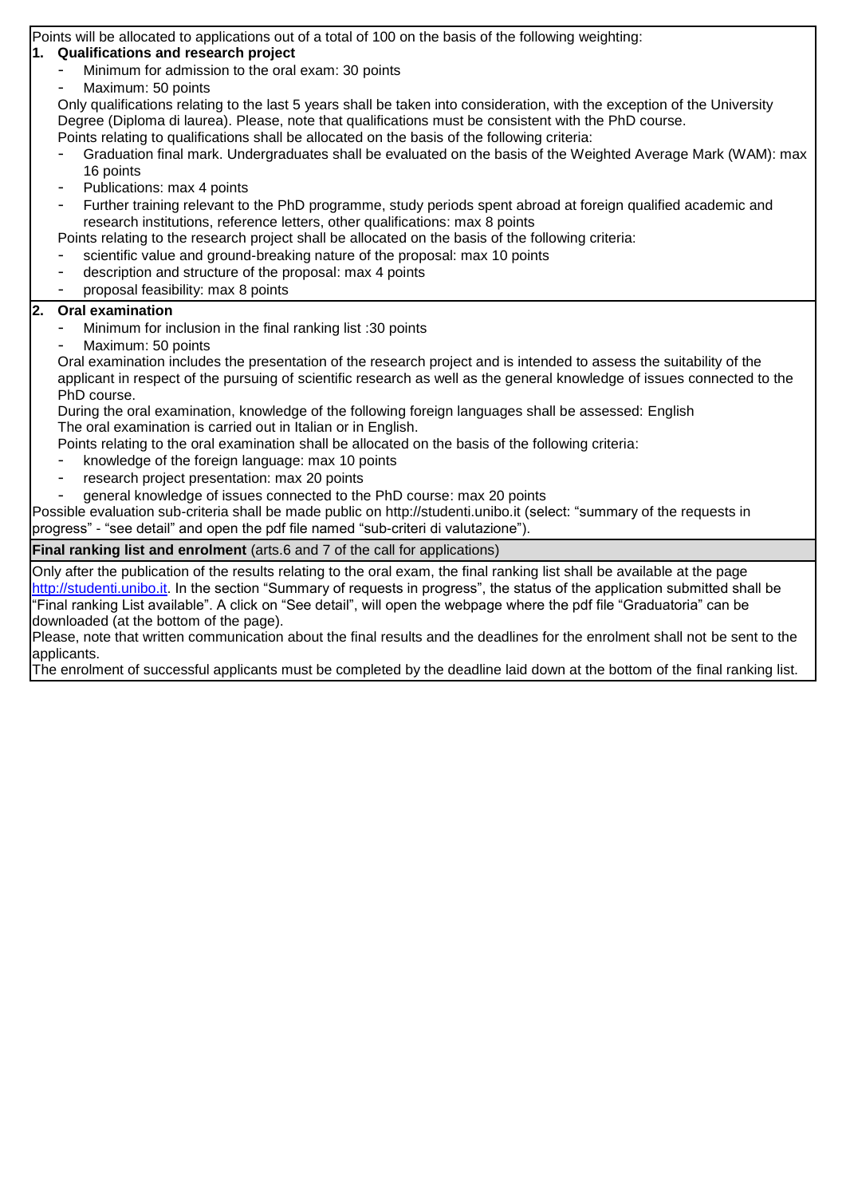Points will be allocated to applications out of a total of 100 on the basis of the following weighting:

**1. Qualifications and research project**

- Minimum for admission to the oral exam: 30 points
- Maximum: 50 points

Only qualifications relating to the last 5 years shall be taken into consideration, with the exception of the University Degree (Diploma di laurea). Please, note that qualifications must be consistent with the PhD course.

Points relating to qualifications shall be allocated on the basis of the following criteria:

- Graduation final mark. Undergraduates shall be evaluated on the basis of the Weighted Average Mark (WAM): max 16 points
- Publications: max 4 points
- Further training relevant to the PhD programme, study periods spent abroad at foreign qualified academic and research institutions, reference letters, other qualifications: max 8 points

Points relating to the research project shall be allocated on the basis of the following criteria:

- scientific value and ground-breaking nature of the proposal: max 10 points
- description and structure of the proposal: max 4 points
- proposal feasibility: max 8 points

**2. Oral examination**

- Minimum for inclusion in the final ranking list :30 points
- Maximum: 50 points

Oral examination includes the presentation of the research project and is intended to assess the suitability of the applicant in respect of the pursuing of scientific research as well as the general knowledge of issues connected to the PhD course.

During the oral examination, knowledge of the following foreign languages shall be assessed: English

The oral examination is carried out in Italian or in English.

Points relating to the oral examination shall be allocated on the basis of the following criteria:

- knowledge of the foreign language: max 10 points
- research project presentation: max 20 points
- general knowledge of issues connected to the PhD course: max 20 points

Possible evaluation sub-criteria shall be made public on http://studenti.unibo.it (select: "summary of the requests in progress" - "see detail" and open the pdf file named "sub-criteri di valutazione").

**Final ranking list and enrolment** (arts.6 and 7 of the call for applications)

Only after the publication of the results relating to the oral exam, the final ranking list shall be available at the page http://studenti.unibo.it. In the section "Summary of requests in progress", the status of the application submitted shall be "Final ranking List available". A click on "See detail", will open the webpage where the pdf file "Graduatoria" can be downloaded (at the bottom of the page).

Please, note that written communication about the final results and the deadlines for the enrolment shall not be sent to the applicants.

The enrolment of successful applicants must be completed by the deadline laid down at the bottom of the final ranking list.